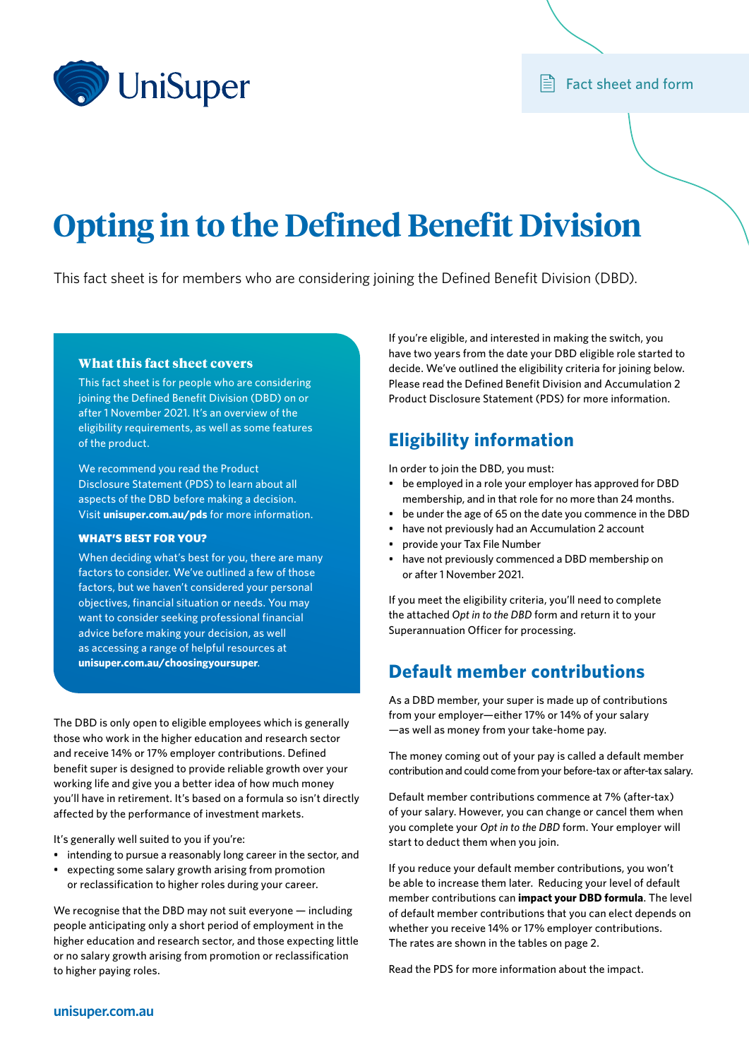Fact sheet and form

# Opting in to the Defined Benefit Division

This fact sheet is for members who are considering joining the Defined Benefit Division (DBD).

### What this fact sheet covers

This fact sheet is for people who are considering joining the Defined Benefit Division (DBD) on or after 1 November 2021. It's an overview of the eligibility requirements, as well as some features of the product.

We recommend you read the Product Disclosure Statement (PDS) to learn about all aspects of the DBD before making a decision. Visit **unisuper.com.au/pds** for more information.

**WHAT'S BEST FOR YOU?**

When deciding what's best for you, there are many factors to consider. We've outlined a few of those factors, but we haven't considered your personal objectives, financial situation or needs. You may want to consider seeking professional financial advice before making your decision, as well as accessing a range of helpful resources at **unisuper.com.au/choosingyoursuper**.

The DBD is only open to eligible employees which is generally those who work in the higher education and research sector and receive 14% or 17% employer contributions. Defined benefit super is designed to provide reliable growth over your working life and give you a better idea of how much money you'll have in retirement. It's based on a formula so isn't directly affected by the performance of investment markets.

It's generally well suited to you if you're:

- intending to pursue a reasonably long career in the sector, and
- expecting some salary growth arising from promotion or reclassification to higher roles during your career.

We recognise that the DBD may not suit everyone — including people anticipating only a short period of employment in the higher education and research sector, and those expecting little or no salary growth arising from promotion or reclassification to higher paying roles.

If you're eligible, and interested in making the switch, you have two years from the date your DBD eligible role started to decide. We've outlined the eligibility criteria for joining below. Please read the Defined Benefit Division and Accumulation 2 Product Disclosure Statement (PDS) for more information.

## Eligibility information

In order to join the DBD, you must:

- be employed in a role your employer has approved for DBD membership, and in that role for no more than 24 months.
- be under the age of 65 on the date you commence in the DBD
- have not previously had an Accumulation 2 account
- provide your Tax File Number
- have not previously commenced a DBD membership on or after 1 November 2021.

If you meet the eligibility criteria, you'll need to complete the attached *Opt in to the DBD* form and return it to your Superannuation Officer for processing.

## Default member contributions

As a DBD member, your super is made up of contributions from your employer—either 17% or 14% of your salary —as well as money from your take-home pay.

The money coming out of your pay is called a default member contribution and could come from your before-tax or after-tax salary.

Default member contributions commence at 7% (after-tax) of your salary. However, you can change or cancel them when you complete your *Opt in to the DBD* form. Your employer will start to deduct them when you join.

If you reduce your default member contributions, you won't be able to increase them later. Reducing your level of default member contributions can **impact your DBD formula**. The level of default member contributions that you can elect depends on whether you receive 14% or 17% employer contributions. The rates are shown in the tables on page 2.

Read the PDS for more information about the impact.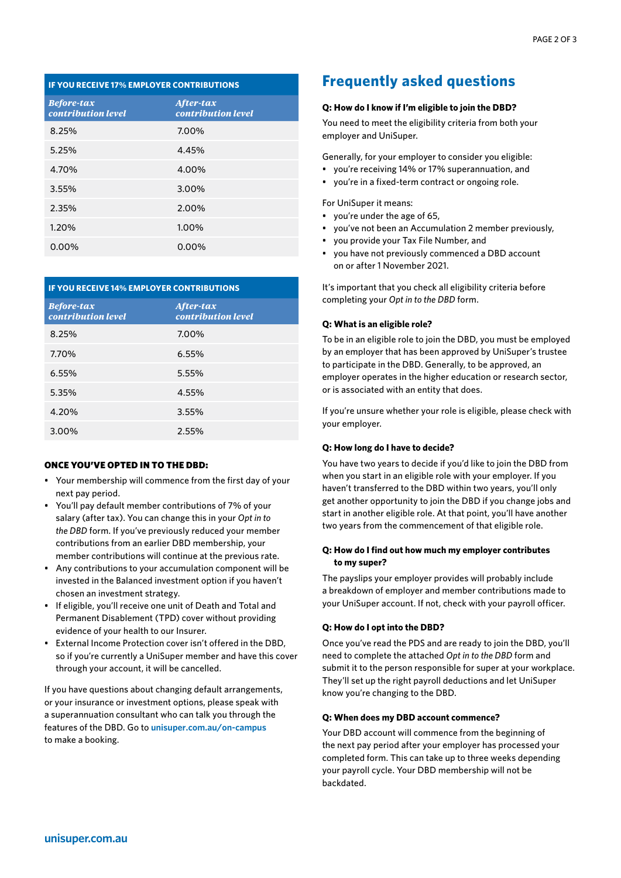**IF YOU RECEIVE 17% EMPLOYER CONTRIBUTIONS**

| *Before-tax contribution level* | *After-tax contribution level* |
|---|---|
| 8.25% | 7.00% |
| 5.25% | 4.45% |
| 4.70% | 4.00% |
| 3.55% | 3.00% |
| 2.35% | 2.00% |
| 1.20% | 1.00% |
| 0.00% | 0.00% |

**IF YOU RECEIVE 14% EMPLOYER CONTRIBUTIONS**

| *Before-tax contribution level* | *After-tax contribution level* |
|---|---|
| 8.25% | 7.00% |
| 7.70% | 6.55% |
| 6.55% | 5.55% |
| 5.35% | 4.55% |
| 4.20% | 3.55% |
| 3.00% | 2.55% |

### ONCE YOU'VE OPTED IN TO THE DBD:

- Your membership will commence from the first day of your next pay period.
- You'll pay default member contributions of 7% of your salary (after tax). You can change this in your *Opt in to the DBD* form. If you've previously reduced your member contributions from an earlier DBD membership, your member contributions will continue at the previous rate.
- Any contributions to your accumulation component will be invested in the Balanced investment option if you haven't chosen an investment strategy.
- If eligible, you'll receive one unit of Death and Total and Permanent Disablement (TPD) cover without providing evidence of your health to our Insurer.
- External Income Protection cover isn't offered in the DBD, so if you're currently a UniSuper member and have this cover through your account, it will be cancelled.

If you have questions about changing default arrangements, or your insurance or investment options, please speak with a superannuation consultant who can talk you through the features of the DBD. Go to **unisuper.com.au/on-campus** to make a booking.

## Frequently asked questions

**Q: How do I know if I'm eligible to join the DBD?**

You need to meet the eligibility criteria from both your employer and UniSuper.

Generally, for your employer to consider you eligible:

- you're receiving 14% or 17% superannuation, and
- you're in a fixed-term contract or ongoing role.

For UniSuper it means:

- you're under the age of 65,
- you've not been an Accumulation 2 member previously,
- you provide your Tax File Number, and
- you have not previously commenced a DBD account on or after 1 November 2021.

It's important that you check all eligibility criteria before completing your *Opt in to the DBD* form.

**Q: What is an eligible role?**

To be in an eligible role to join the DBD, you must be employed by an employer that has been approved by UniSuper's trustee to participate in the DBD. Generally, to be approved, an employer operates in the higher education or research sector, or is associated with an entity that does.

If you're unsure whether your role is eligible, please check with your employer.

**Q: How long do I have to decide?**

You have two years to decide if you'd like to join the DBD from when you start in an eligible role with your employer. If you haven't transferred to the DBD within two years, you'll only get another opportunity to join the DBD if you change jobs and start in another eligible role. At that point, you'll have another two years from the commencement of that eligible role.

**Q: How do I find out how much my employer contributes to my super?**

The payslips your employer provides will probably include a breakdown of employer and member contributions made to your UniSuper account. If not, check with your payroll officer.

**Q: How do I opt into the DBD?**

Once you've read the PDS and are ready to join the DBD, you'll need to complete the attached *Opt in to the DBD* form and submit it to the person responsible for super at your workplace. They'll set up the right payroll deductions and let UniSuper know you're changing to the DBD.

**Q: When does my DBD account commence?**

Your DBD account will commence from the beginning of the next pay period after your employer has processed your completed form. This can take up to three weeks depending your payroll cycle. Your DBD membership will not be backdated.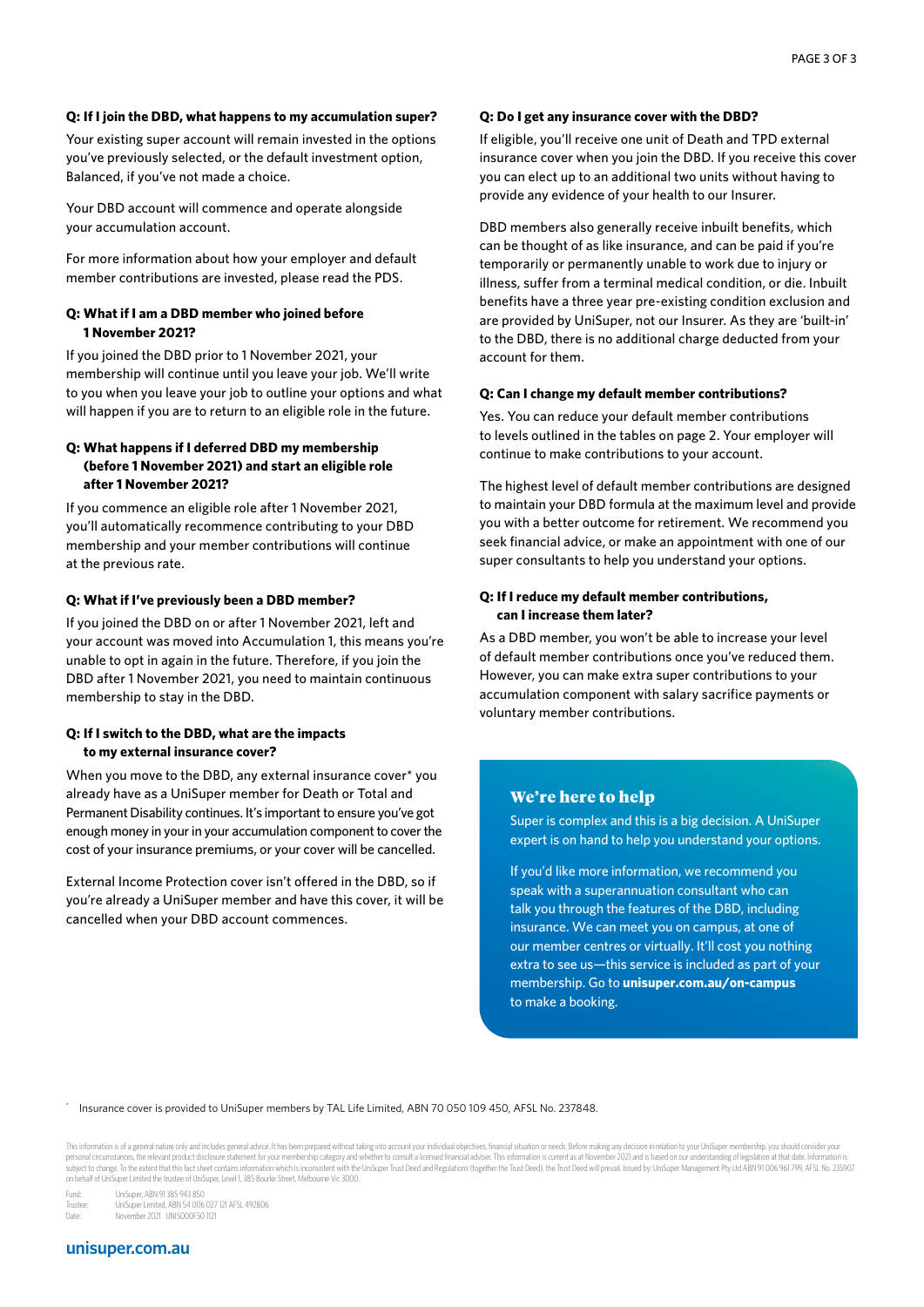**Q: If I join the DBD, what happens to my accumulation super?**

Your existing super account will remain invested in the options you've previously selected, or the default investment option, Balanced, if you've not made a choice.

Your DBD account will commence and operate alongside your accumulation account.

For more information about how your employer and default member contributions are invested, please read the PDS.

**Q: What if I am a DBD member who joined before 1 November 2021?**

If you joined the DBD prior to 1 November 2021, your membership will continue until you leave your job. We'll write to you when you leave your job to outline your options and what will happen if you are to return to an eligible role in the future.

**Q: What happens if I deferred DBD my membership (before 1 November 2021) and start an eligible role after 1 November 2021?**

If you commence an eligible role after 1 November 2021, you'll automatically recommence contributing to your DBD membership and your member contributions will continue at the previous rate.

**Q: What if I've previously been a DBD member?**

If you joined the DBD on or after 1 November 2021, left and your account was moved into Accumulation 1, this means you're unable to opt in again in the future. Therefore, if you join the DBD after 1 November 2021, you need to maintain continuous membership to stay in the DBD.

**Q: If I switch to the DBD, what are the impacts to my external insurance cover?**

When you move to the DBD, any external insurance cover* you already have as a UniSuper member for Death or Total and Permanent Disability continues. It's important to ensure you've got enough money in your accumulation component to cover the cost of your insurance premiums, or your cover will be cancelled.

External Income Protection cover isn't offered in the DBD, so if you're already a UniSuper member and have this cover, it will be cancelled when your DBD account commences.

**Q: Do I get any insurance cover with the DBD?**

If eligible, you'll receive one unit of Death and TPD external insurance cover when you join the DBD. If you receive this cover you can elect up to an additional two units without having to provide any evidence of your health to our Insurer.

DBD members also generally receive inbuilt benefits, which can be thought of as like insurance, and can be paid if you're temporarily or permanently unable to work due to injury or illness, suffer from a terminal medical condition, or die. Inbuilt benefits have a three year pre-existing condition exclusion and are provided by UniSuper, not our Insurer. As they are 'built-in' to the DBD, there is no additional charge deducted from your account for them.

**Q: Can I change my default member contributions?**

Yes. You can reduce your default member contributions to levels outlined in the tables on page 2. Your employer will continue to make contributions to your account.

The highest level of default member contributions are designed to maintain your DBD formula at the maximum level and provide you with a better outcome for retirement. We recommend you seek financial advice, or make an appointment with one of our super consultants to help you understand your options.

**Q: If I reduce my default member contributions, can I increase them later?**

As a DBD member, you won't be able to increase your level of default member contributions once you've reduced them. However, you can make extra super contributions to your accumulation component with salary sacrifice payments or voluntary member contributions.

## We're here to help

Super is complex and this is a big decision. A UniSuper expert is on hand to help you understand your options.

If you'd like more information, we recommend you speak with a superannuation consultant who can talk you through the features of the DBD, including insurance. We can meet you on campus, at one of our member centres or virtually. It'll cost you nothing extra to see us—this service is included as part of your membership. Go to **unisuper.com.au/on-campus** to make a booking.

* Insurance cover is provided to UniSuper members by TAL Life Limited, ABN 70 050 109 450, AFSL No. 237848.

This information is of a general nature only and includes general advice. It has been prepared without taking into account your individual objectives, financial situation or needs. Before making any decision in relation to your UniSuper membership, you should consider your personal circumstances, the relevant product disclosure statement for your membership category and whether to consult a licensed financial adviser. This information is current as at November 2021 and is based on our understanding of legislation at that date. Information is subject to change. To the extent that this fact sheet contains information which is inconsistent with the UniSuper Trust Deed and Regulations (together the Trust Deed), the Trust Deed will prevail. Issued by: UniSuper Management Pty Ltd ABN 91 006 961 799, AFSL No. 235907 on behalf of UniSuper Limited the trustee of UniSuper, Level 1, 385 Bourke Street, Melbourne Vic 3000.

Fund: UniSuper, ABN 91 385 943 850
Trustee: UniSuper Limited, ABN 54 006 027 121 AFSL 492806
Date: November 2021 UNISOOOF50 1121

unisuper.com.au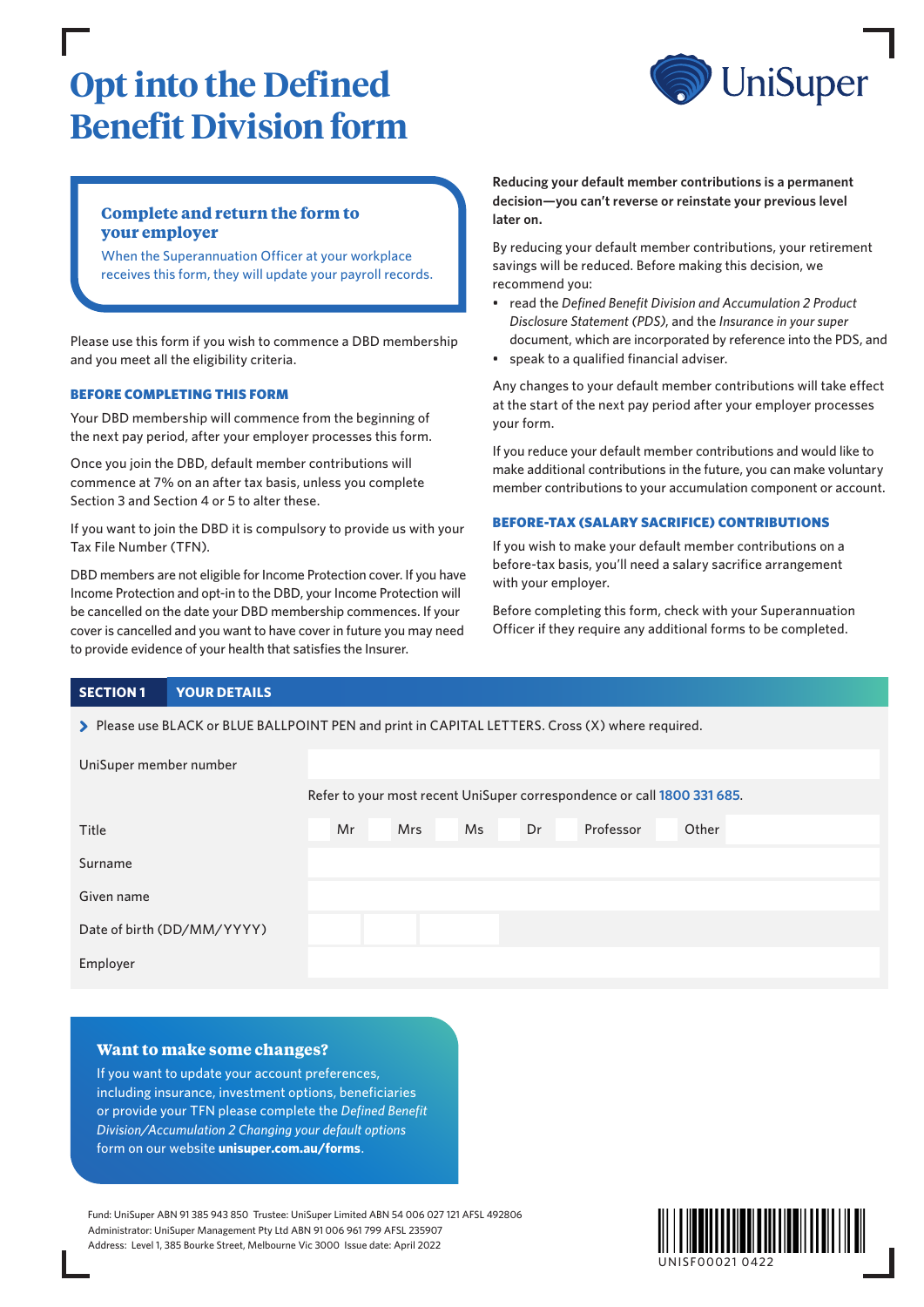# Opt into the Defined Benefit Division form

UniSuper

### Complete and return the form to your employer

When the Superannuation Officer at your workplace receives this form, they will update your payroll records.

Please use this form if you wish to commence a DBD membership and you meet all the eligibility criteria.

## BEFORE COMPLETING THIS FORM

Your DBD membership will commence from the beginning of the next pay period, after your employer processes this form.

Once you join the DBD, default member contributions will commence at 7% on an after tax basis, unless you complete Section 3 and Section 4 or 5 to alter these.

If you want to join the DBD it is compulsory to provide us with your Tax File Number (TFN).

DBD members are not eligible for Income Protection cover. If you have Income Protection and opt-in to the DBD, your Income Protection will be cancelled on the date your DBD membership commences. If your cover is cancelled and you want to have cover in future you may need to provide evidence of your health that satisfies the Insurer.

**Reducing your default member contributions is a permanent decision—you can't reverse or reinstate your previous level later on.**

By reducing your default member contributions, your retirement savings will be reduced. Before making this decision, we recommend you:

- read the *Defined Benefit Division and Accumulation 2 Product Disclosure Statement (PDS)*, and the *Insurance in your super* document, which are incorporated by reference into the PDS, and
- speak to a qualified financial adviser.

Any changes to your default member contributions will take effect at the start of the next pay period after your employer processes your form.

If you reduce your default member contributions and would like to make additional contributions in the future, you can make voluntary member contributions to your accumulation component or account.

## BEFORE-TAX (SALARY SACRIFICE) CONTRIBUTIONS

If you wish to make your default member contributions on a before-tax basis, you'll need a salary sacrifice arrangement with your employer.

Before completing this form, check with your Superannuation Officer if they require any additional forms to be completed.

## SECTION 1 YOUR DETAILS

› Please use BLACK or BLUE BALLPOINT PEN and print in CAPITAL LETTERS. Cross (X) where required.

| | |
|---|---|
| UniSuper member number | |
| | Refer to your most recent UniSuper correspondence or call 1800 331 685. |
| Title | ☐ Mr ☐ Mrs ☐ Ms ☐ Dr ☐ Professor ☐ Other |
| Surname | |
| Given name | |
| Date of birth (DD/MM/YYYY) | |
| Employer | |

### Want to make some changes?

If you want to update your account preferences, including insurance, investment options, beneficiaries or provide your TFN please complete the *Defined Benefit Division/Accumulation 2 Changing your default options* form on our website **unisuper.com.au/forms**.

Fund: UniSuper ABN 91 385 943 850 Trustee: UniSuper Limited ABN 54 006 027 121 AFSL 492806
Administrator: UniSuper Management Pty Ltd ABN 91 006 961 799 AFSL 235907
Address: Level 1, 385 Bourke Street, Melbourne Vic 3000 Issue date: April 2022

UNISF00021 0422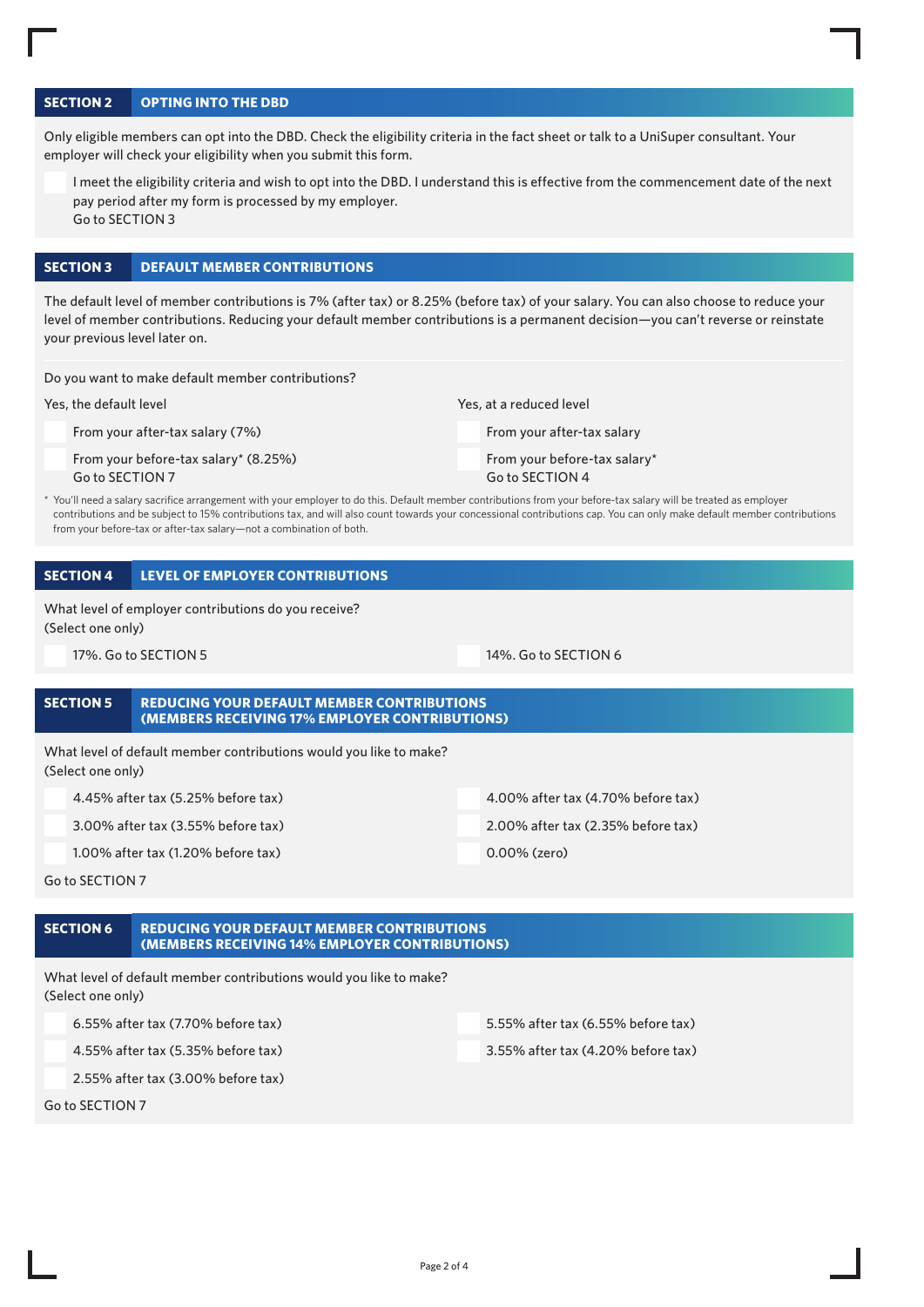## SECTION 2 OPTING INTO THE DBD

Only eligible members can opt into the DBD. Check the eligibility criteria in the fact sheet or talk to a UniSuper consultant. Your employer will check your eligibility when you submit this form.

- [ ] I meet the eligibility criteria and wish to opt into the DBD. I understand this is effective from the commencement date of the next pay period after my form is processed by my employer.
  Go to SECTION 3

## SECTION 3 DEFAULT MEMBER CONTRIBUTIONS

The default level of member contributions is 7% (after tax) or 8.25% (before tax) of your salary. You can also choose to reduce your level of member contributions. Reducing your default member contributions is a permanent decision—you can't reverse or reinstate your previous level later on.

Do you want to make default member contributions?

Yes, the default level

- [ ] From your after-tax salary (7%)
- [ ] From your before-tax salary* (8.25%)
  Go to SECTION 7

Yes, at a reduced level

- [ ] From your after-tax salary
- [ ] From your before-tax salary*
  Go to SECTION 4

\* You'll need a salary sacrifice arrangement with your employer to do this. Default member contributions from your before-tax salary will be treated as employer contributions and be subject to 15% contributions tax, and will also count towards your concessional contributions cap. You can only make default member contributions from your before-tax or after-tax salary—not a combination of both.

## SECTION 4 LEVEL OF EMPLOYER CONTRIBUTIONS

What level of employer contributions do you receive?
(Select one only)

- [ ] 17%. Go to SECTION 5
- [ ] 14%. Go to SECTION 6

## SECTION 5 REDUCING YOUR DEFAULT MEMBER CONTRIBUTIONS (MEMBERS RECEIVING 17% EMPLOYER CONTRIBUTIONS)

What level of default member contributions would you like to make?
(Select one only)

- [ ] 4.45% after tax (5.25% before tax)
- [ ] 4.00% after tax (4.70% before tax)
- [ ] 3.00% after tax (3.55% before tax)
- [ ] 2.00% after tax (2.35% before tax)
- [ ] 1.00% after tax (1.20% before tax)
- [ ] 0.00% (zero)

Go to SECTION 7

## SECTION 6 REDUCING YOUR DEFAULT MEMBER CONTRIBUTIONS (MEMBERS RECEIVING 14% EMPLOYER CONTRIBUTIONS)

What level of default member contributions would you like to make?
(Select one only)

- [ ] 6.55% after tax (7.70% before tax)
- [ ] 5.55% after tax (6.55% before tax)
- [ ] 4.55% after tax (5.35% before tax)
- [ ] 3.55% after tax (4.20% before tax)
- [ ] 2.55% after tax (3.00% before tax)

Go to SECTION 7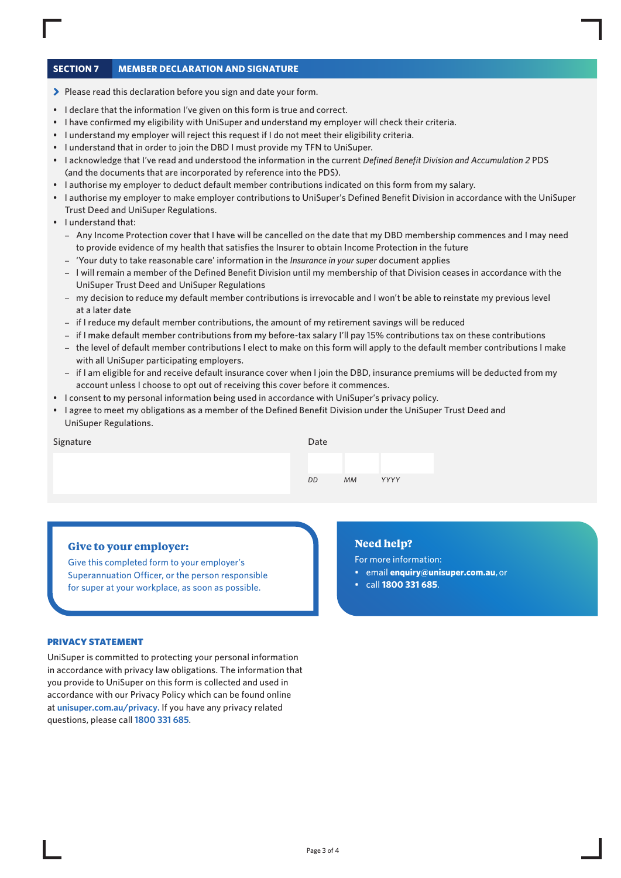## SECTION 7 MEMBER DECLARATION AND SIGNATURE

> Please read this declaration before you sign and date your form.

- I declare that the information I've given on this form is true and correct.
- I have confirmed my eligibility with UniSuper and understand my employer will check their criteria.
- I understand my employer will reject this request if I do not meet their eligibility criteria.
- I understand that in order to join the DBD I must provide my TFN to UniSuper.
- I acknowledge that I've read and understood the information in the current *Defined Benefit Division and Accumulation 2* PDS (and the documents that are incorporated by reference into the PDS).
- I authorise my employer to deduct default member contributions indicated on this form from my salary.
- I authorise my employer to make employer contributions to UniSuper's Defined Benefit Division in accordance with the UniSuper Trust Deed and UniSuper Regulations.
- I understand that:
  - Any Income Protection cover that I have will be cancelled on the date that my DBD membership commences and I may need to provide evidence of my health that satisfies the Insurer to obtain Income Protection in the future
  - 'Your duty to take reasonable care' information in the *Insurance in your super* document applies
  - I will remain a member of the Defined Benefit Division until my membership of that Division ceases in accordance with the UniSuper Trust Deed and UniSuper Regulations
  - my decision to reduce my default member contributions is irrevocable and I won't be able to reinstate my previous level at a later date
  - if I reduce my default member contributions, the amount of my retirement savings will be reduced
  - if I make default member contributions from my before-tax salary I'll pay 15% contributions tax on these contributions
  - the level of default member contributions I elect to make on this form will apply to the default member contributions I make with all UniSuper participating employers.
  - if I am eligible for and receive default insurance cover when I join the DBD, insurance premiums will be deducted from my account unless I choose to opt out of receiving this cover before it commences.
- I consent to my personal information being used in accordance with UniSuper's privacy policy.
- I agree to meet my obligations as a member of the Defined Benefit Division under the UniSuper Trust Deed and UniSuper Regulations.

Signature

Date

DD MM YYYY

### Give to your employer:

Give this completed form to your employer's Superannuation Officer, or the person responsible for super at your workplace, as soon as possible.

### Need help?

For more information:

- email **enquiry@unisuper.com.au**, or
- call **1800 331 685**.

#### PRIVACY STATEMENT

UniSuper is committed to protecting your personal information in accordance with privacy law obligations. The information that you provide to UniSuper on this form is collected and used in accordance with our Privacy Policy which can be found online at **unisuper.com.au/privacy.** If you have any privacy related questions, please call 1800 331 685.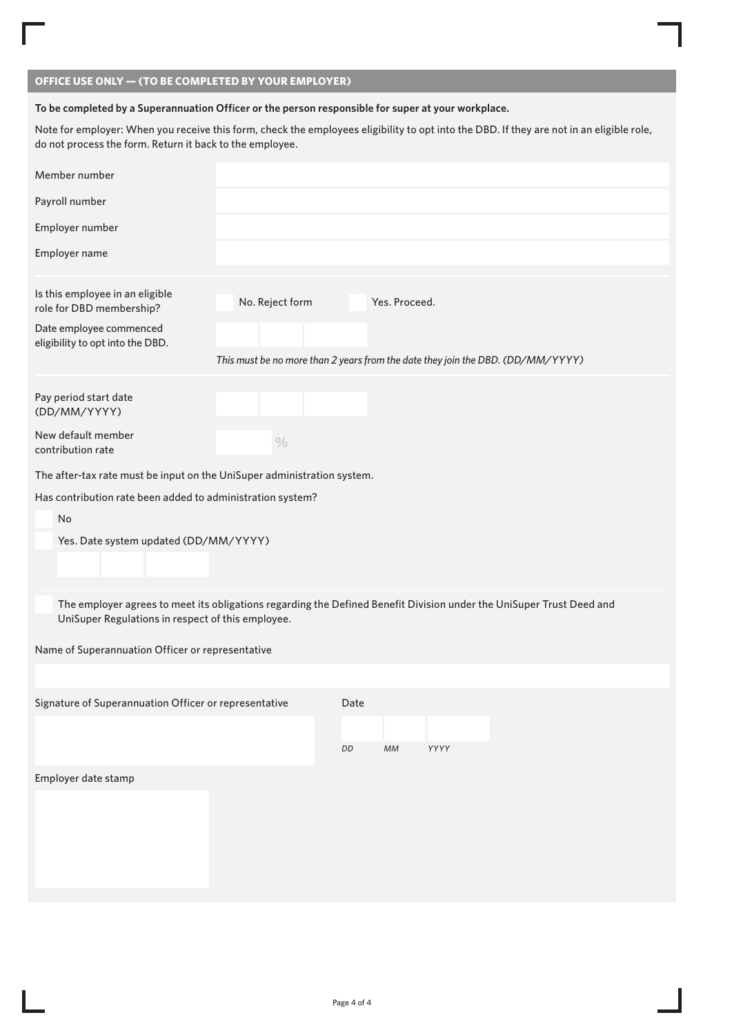## OFFICE USE ONLY — (TO BE COMPLETED BY YOUR EMPLOYER)

**To be completed by a Superannuation Officer or the person responsible for super at your workplace.**

Note for employer: When you receive this form, check the employees eligibility to opt into the DBD. If they are not in an eligible role, do not process the form. Return it back to the employee.

Member number

Payroll number

Employer number

Employer name

Is this employee in an eligible role for DBD membership? ☐ No. Reject form ☐ Yes. Proceed.

Date employee commenced eligibility to opt into the DBD.

*This must be no more than 2 years from the date they join the DBD. (DD/MM/YYYY)*

Pay period start date (DD/MM/YYYY)

New default member contribution rate %

The after-tax rate must be input on the UniSuper administration system.

Has contribution rate been added to administration system?

☐ No

☐ Yes. Date system updated (DD/MM/YYYY)

☐ The employer agrees to meet its obligations regarding the Defined Benefit Division under the UniSuper Trust Deed and UniSuper Regulations in respect of this employee.

Name of Superannuation Officer or representative

Signature of Superannuation Officer or representative

Date *DD MM YYYY*

Employer date stamp